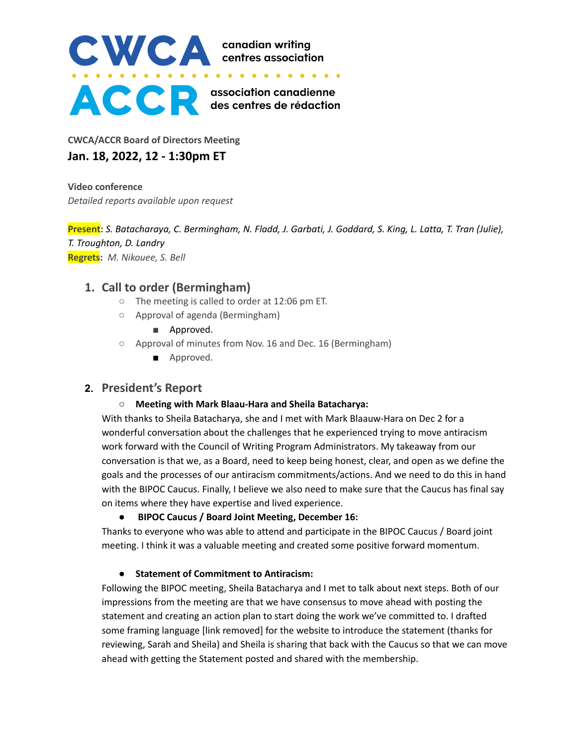CWCA canadian writing centres association

ACCR association canadienne des centres de rédaction

**CWCA/ACCR Board of Directors Meeting**

## Jan. 18, 2022, 12 - 1:30pm ET

**Video conference**

*Detailed reports available upon request*

**Present:** *S. Batacharaya, C. Bermingham, N. Fladd, J. Garbati, J. Goddard, S. King, L. Latta, T. Tran (Julie), T. Troughton, D. Landry*

**Regrets:** *M. Nikouee, S. Bell*

## 1. Call to order (Bermingham)

- The meeting is called to order at 12:06 pm ET.
- Approval of agenda (Bermingham)
  - Approved.
- Approval of minutes from Nov. 16 and Dec. 16 (Bermingham)
  - Approved.

## 2. President's Report

- **Meeting with Mark Blaau-Hara and Sheila Batacharya:**

With thanks to Sheila Batacharya, she and I met with Mark Blaauw-Hara on Dec 2 for a wonderful conversation about the challenges that he experienced trying to move antiracism work forward with the Council of Writing Program Administrators. My takeaway from our conversation is that we, as a Board, need to keep being honest, clear, and open as we define the goals and the processes of our antiracism commitments/actions. And we need to do this in hand with the BIPOC Caucus. Finally, I believe we also need to make sure that the Caucus has final say on items where they have expertise and lived experience.

- **BIPOC Caucus / Board Joint Meeting, December 16:**

Thanks to everyone who was able to attend and participate in the BIPOC Caucus / Board joint meeting. I think it was a valuable meeting and created some positive forward momentum.

- **Statement of Commitment to Antiracism:**

Following the BIPOC meeting, Sheila Batacharya and I met to talk about next steps. Both of our impressions from the meeting are that we have consensus to move ahead with posting the statement and creating an action plan to start doing the work we've committed to. I drafted some framing language [link removed] for the website to introduce the statement (thanks for reviewing, Sarah and Sheila) and Sheila is sharing that back with the Caucus so that we can move ahead with getting the Statement posted and shared with the membership.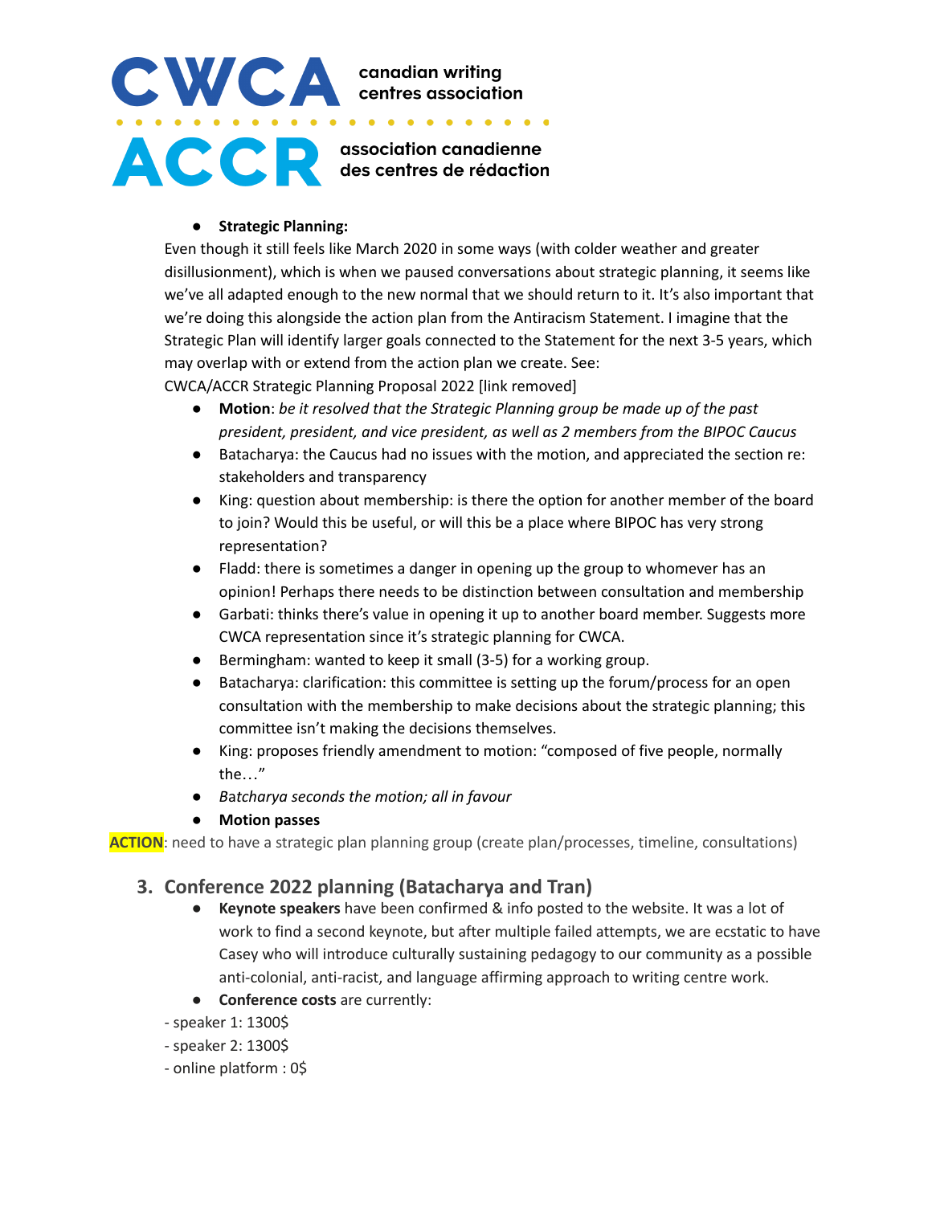- **Strategic Planning:**

Even though it still feels like March 2020 in some ways (with colder weather and greater disillusionment), which is when we paused conversations about strategic planning, it seems like we've all adapted enough to the new normal that we should return to it. It's also important that we're doing this alongside the action plan from the Antiracism Statement. I imagine that the Strategic Plan will identify larger goals connected to the Statement for the next 3-5 years, which may overlap with or extend from the action plan we create. See: CWCA/ACCR Strategic Planning Proposal 2022 [link removed]

- **Motion**: *be it resolved that the Strategic Planning group be made up of the past president, president, and vice president, as well as 2 members from the BIPOC Caucus*
- Batacharya: the Caucus had no issues with the motion, and appreciated the section re: stakeholders and transparency
- King: question about membership: is there the option for another member of the board to join? Would this be useful, or will this be a place where BIPOC has very strong representation?
- Fladd: there is sometimes a danger in opening up the group to whomever has an opinion! Perhaps there needs to be distinction between consultation and membership
- Garbati: thinks there's value in opening it up to another board member. Suggests more CWCA representation since it's strategic planning for CWCA.
- Bermingham: wanted to keep it small (3-5) for a working group.
- Batacharya: clarification: this committee is setting up the forum/process for an open consultation with the membership to make decisions about the strategic planning; this committee isn't making the decisions themselves.
- King: proposes friendly amendment to motion: "composed of five people, normally the…"
- *Batcharya seconds the motion; all in favour*
- **Motion passes**

**ACTION**: need to have a strategic plan planning group (create plan/processes, timeline, consultations)

## 3. Conference 2022 planning (Batacharya and Tran)

- **Keynote speakers** have been confirmed & info posted to the website. It was a lot of work to find a second keynote, but after multiple failed attempts, we are ecstatic to have Casey who will introduce culturally sustaining pedagogy to our community as a possible anti-colonial, anti-racist, and language affirming approach to writing centre work.
- **Conference costs** are currently:

- speaker 1: 1300$
- speaker 2: 1300$
- online platform : 0$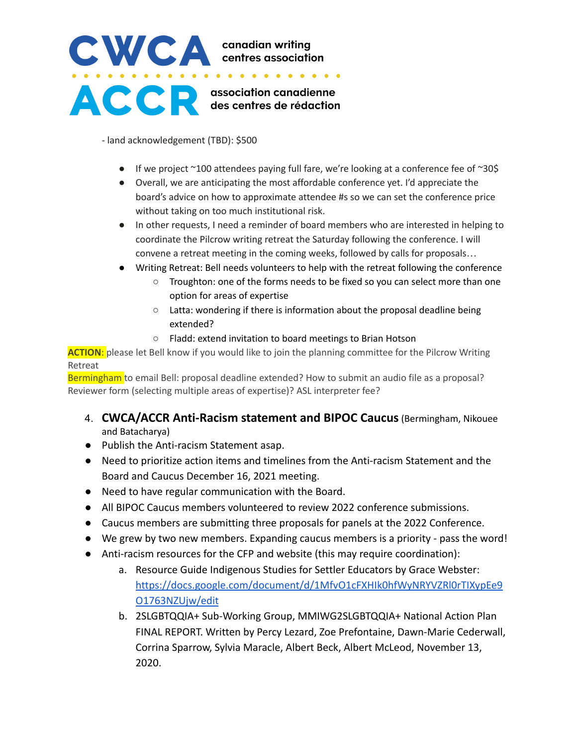- land acknowledgement (TBD): $500

- If we project ~100 attendees paying full fare, we're looking at a conference fee of ~30$
- Overall, we are anticipating the most affordable conference yet. I'd appreciate the board's advice on how to approximate attendee #s so we can set the conference price without taking on too much institutional risk.
- In other requests, I need a reminder of board members who are interested in helping to coordinate the Pilcrow writing retreat the Saturday following the conference. I will convene a retreat meeting in the coming weeks, followed by calls for proposals…
- Writing Retreat: Bell needs volunteers to help with the retreat following the conference
  - Troughton: one of the forms needs to be fixed so you can select more than one option for areas of expertise
  - Latta: wondering if there is information about the proposal deadline being extended?
  - Fladd: extend invitation to board meetings to Brian Hotson

**ACTION**: please let Bell know if you would like to join the planning committee for the Pilcrow Writing Retreat

Bermingham to email Bell: proposal deadline extended? How to submit an audio file as a proposal? Reviewer form (selecting multiple areas of expertise)? ASL interpreter fee?

4. **CWCA/ACCR Anti-Racism statement and BIPOC Caucus** (Bermingham, Nikouee and Batacharya)

- Publish the Anti-racism Statement asap.
- Need to prioritize action items and timelines from the Anti-racism Statement and the Board and Caucus December 16, 2021 meeting.
- Need to have regular communication with the Board.
- All BIPOC Caucus members volunteered to review 2022 conference submissions.
- Caucus members are submitting three proposals for panels at the 2022 Conference.
- We grew by two new members. Expanding caucus members is a priority - pass the word!
- Anti-racism resources for the CFP and website (this may require coordination):
  a. Resource Guide Indigenous Studies for Settler Educators by Grace Webster: https://docs.google.com/document/d/1MfvO1cFXHIk0hfWyNRYVZRl0rTIXypEe9O1763NZUjw/edit
  b. 2SLGBTQQIA+ Sub-Working Group, MMIWG2SLGBTQQIA+ National Action Plan FINAL REPORT. Written by Percy Lezard, Zoe Prefontaine, Dawn-Marie Cederwall, Corrina Sparrow, Sylvia Maracle, Albert Beck, Albert McLeod, November 13, 2020.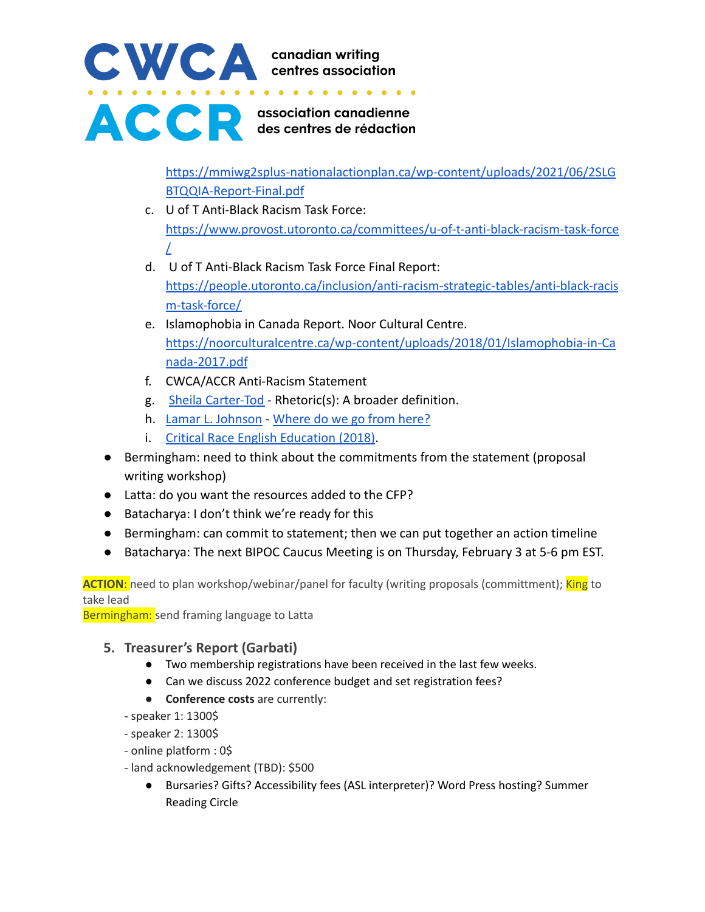https://mmiwg2splus-nationalactionplan.ca/wp-content/uploads/2021/06/2SLGBTQQIA-Report-Final.pdf

c. U of T Anti-Black Racism Task Force: https://www.provost.utoronto.ca/committees/u-of-t-anti-black-racism-task-force/
d. U of T Anti-Black Racism Task Force Final Report: https://people.utoronto.ca/inclusion/anti-racism-strategic-tables/anti-black-racism-task-force/
e. Islamophobia in Canada Report. Noor Cultural Centre. https://noorculturalcentre.ca/wp-content/uploads/2018/01/Islamophobia-in-Canada-2017.pdf
f. CWCA/ACCR Anti-Racism Statement
g. Sheila Carter-Tod - Rhetoric(s): A broader definition.
h. Lamar L. Johnson - Where do we go from here?
i. Critical Race English Education (2018).

- Bermingham: need to think about the commitments from the statement (proposal writing workshop)
- Latta: do you want the resources added to the CFP?
- Batacharya: I don't think we're ready for this
- Bermingham: can commit to statement; then we can put together an action timeline
- Batacharya: The next BIPOC Caucus Meeting is on Thursday, February 3 at 5-6 pm EST.

**ACTION**: need to plan workshop/webinar/panel for faculty (writing proposals (committment); King to take lead
Bermingham: send framing language to Latta

## 5. Treasurer's Report (Garbati)

- Two membership registrations have been received in the last few weeks.
- Can we discuss 2022 conference budget and set registration fees?
- **Conference costs** are currently:

- speaker 1: 1300$
- speaker 2: 1300$
- online platform : 0$
- land acknowledgement (TBD): $500

- Bursaries? Gifts? Accessibility fees (ASL interpreter)? Word Press hosting? Summer Reading Circle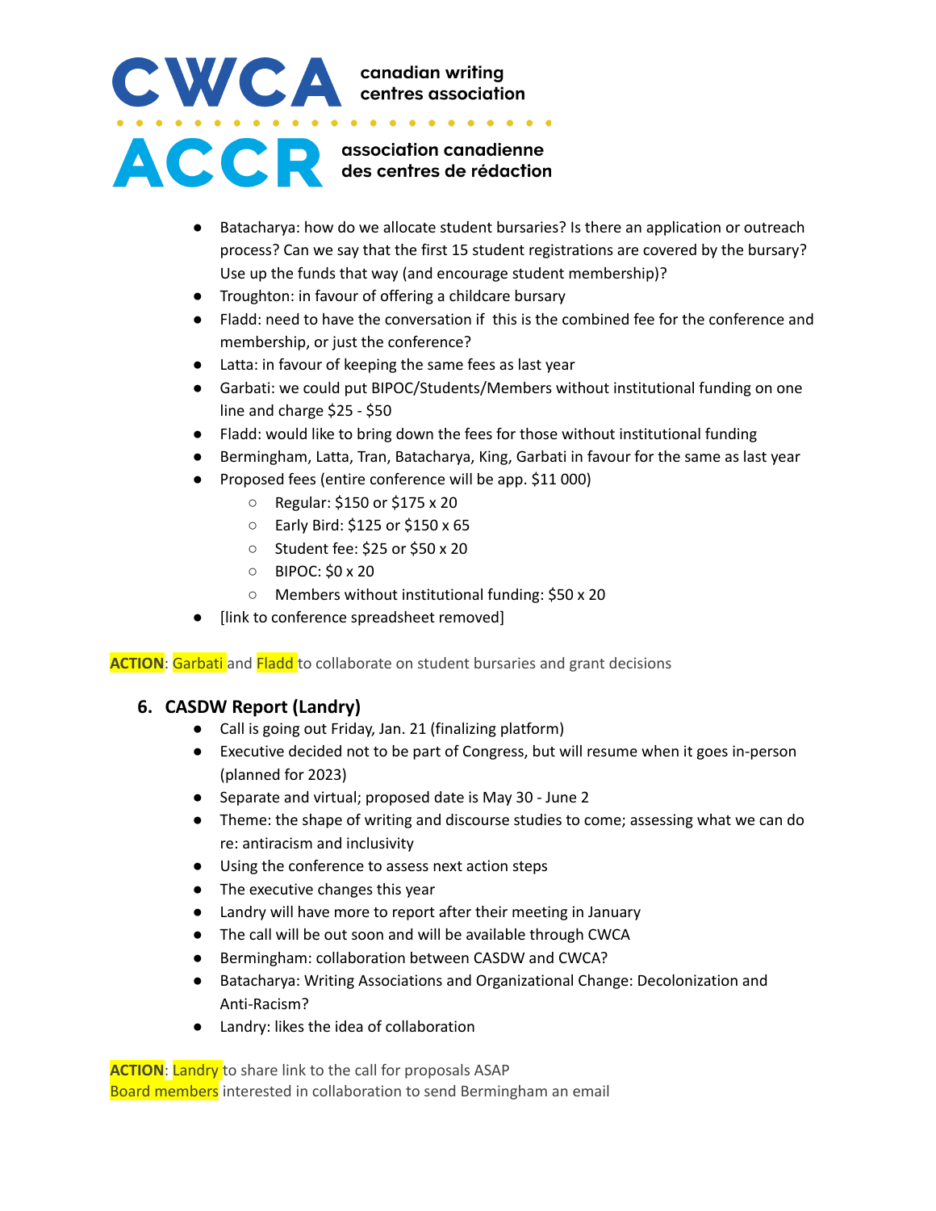- Batacharya: how do we allocate student bursaries? Is there an application or outreach process? Can we say that the first 15 student registrations are covered by the bursary? Use up the funds that way (and encourage student membership)?
- Troughton: in favour of offering a childcare bursary
- Fladd: need to have the conversation if this is the combined fee for the conference and membership, or just the conference?
- Latta: in favour of keeping the same fees as last year
- Garbati: we could put BIPOC/Students/Members without institutional funding on one line and charge $25 - $50
- Fladd: would like to bring down the fees for those without institutional funding
- Bermingham, Latta, Tran, Batacharya, King, Garbati in favour for the same as last year
- Proposed fees (entire conference will be app. $11 000)
  - Regular: $150 or $175 x 20
  - Early Bird: $125 or $150 x 65
  - Student fee: $25 or $50 x 20
  - BIPOC: $0 x 20
  - Members without institutional funding: $50 x 20
- [link to conference spreadsheet removed]

**ACTION**: Garbati and Fladd to collaborate on student bursaries and grant decisions

## 6. CASDW Report (Landry)

- Call is going out Friday, Jan. 21 (finalizing platform)
- Executive decided not to be part of Congress, but will resume when it goes in-person (planned for 2023)
- Separate and virtual; proposed date is May 30 - June 2
- Theme: the shape of writing and discourse studies to come; assessing what we can do re: antiracism and inclusivity
- Using the conference to assess next action steps
- The executive changes this year
- Landry will have more to report after their meeting in January
- The call will be out soon and will be available through CWCA
- Bermingham: collaboration between CASDW and CWCA?
- Batacharya: Writing Associations and Organizational Change: Decolonization and Anti-Racism?
- Landry: likes the idea of collaboration

**ACTION**: Landry to share link to the call for proposals ASAP
Board members interested in collaboration to send Bermingham an email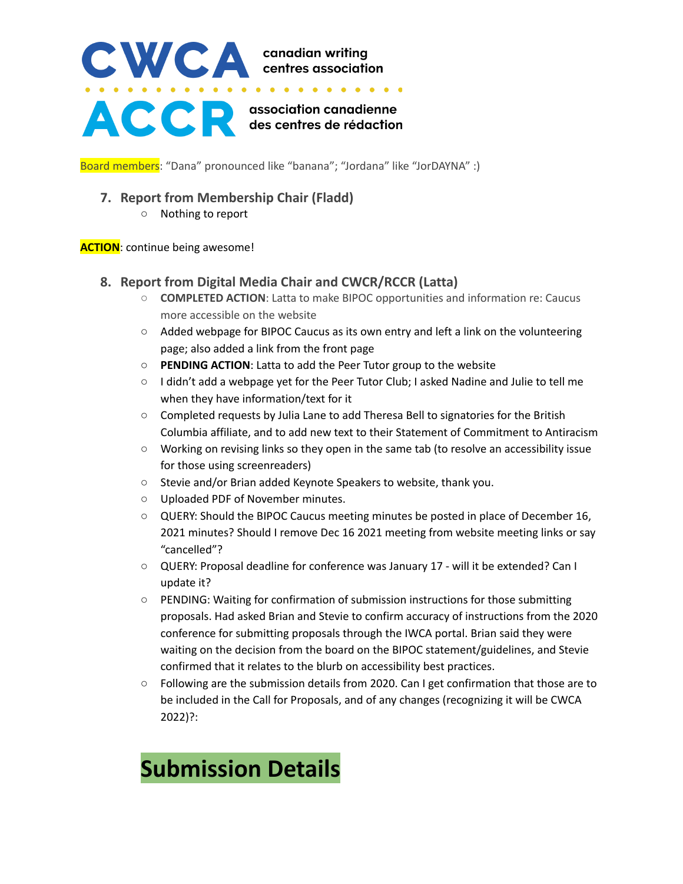canadian writing centres association

association canadienne des centres de rédaction

Board members: "Dana" pronounced like "banana"; "Jordana" like "JorDAYNA" :)

7. **Report from Membership Chair (Fladd)**
   - Nothing to report

**ACTION**: continue being awesome!

8. **Report from Digital Media Chair and CWCR/RCCR (Latta)**
   - **COMPLETED ACTION**: Latta to make BIPOC opportunities and information re: Caucus more accessible on the website
   - Added webpage for BIPOC Caucus as its own entry and left a link on the volunteering page; also added a link from the front page
   - **PENDING ACTION**: Latta to add the Peer Tutor group to the website
   - I didn't add a webpage yet for the Peer Tutor Club; I asked Nadine and Julie to tell me when they have information/text for it
   - Completed requests by Julia Lane to add Theresa Bell to signatories for the British Columbia affiliate, and to add new text to their Statement of Commitment to Antiracism
   - Working on revising links so they open in the same tab (to resolve an accessibility issue for those using screenreaders)
   - Stevie and/or Brian added Keynote Speakers to website, thank you.
   - Uploaded PDF of November minutes.
   - QUERY: Should the BIPOC Caucus meeting minutes be posted in place of December 16, 2021 minutes? Should I remove Dec 16 2021 meeting from website meeting links or say "cancelled"?
   - QUERY: Proposal deadline for conference was January 17 - will it be extended? Can I update it?
   - PENDING: Waiting for confirmation of submission instructions for those submitting proposals. Had asked Brian and Stevie to confirm accuracy of instructions from the 2020 conference for submitting proposals through the IWCA portal. Brian said they were waiting on the decision from the board on the BIPOC statement/guidelines, and Stevie confirmed that it relates to the blurb on accessibility best practices.
   - Following are the submission details from 2020. Can I get confirmation that those are to be included in the Call for Proposals, and of any changes (recognizing it will be CWCA 2022)?:

## Submission Details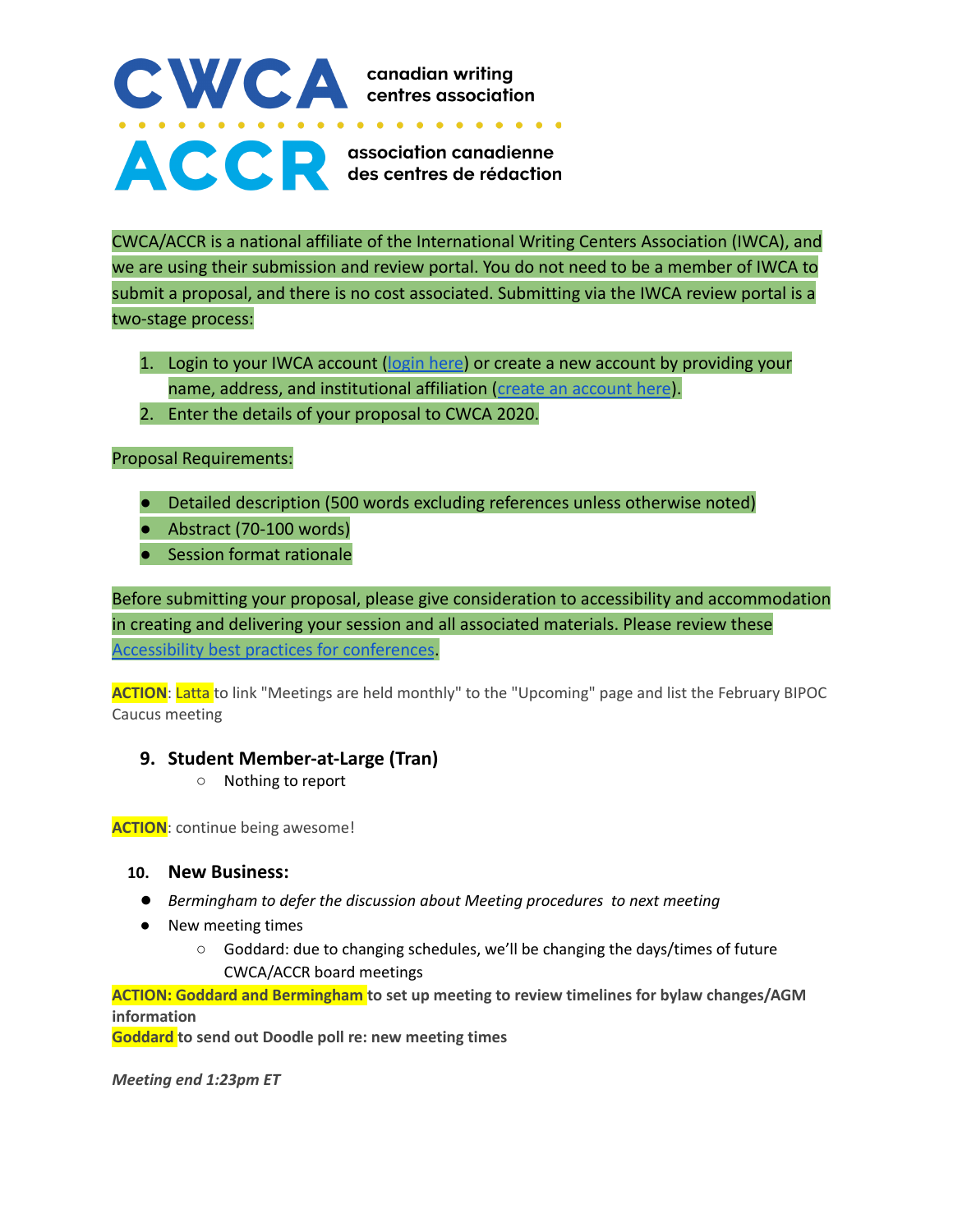**CWCA** canadian writing centres association

**ACCR** association canadienne des centres de rédaction

CWCA/ACCR is a national affiliate of the International Writing Centers Association (IWCA), and we are using their submission and review portal. You do not need to be a member of IWCA to submit a proposal, and there is no cost associated. Submitting via the IWCA review portal is a two-stage process:

1. Login to your IWCA account (login here) or create a new account by providing your name, address, and institutional affiliation (create an account here).
2. Enter the details of your proposal to CWCA 2020.

Proposal Requirements:

- Detailed description (500 words excluding references unless otherwise noted)
- Abstract (70-100 words)
- Session format rationale

Before submitting your proposal, please give consideration to accessibility and accommodation in creating and delivering your session and all associated materials. Please review these Accessibility best practices for conferences.

**ACTION**: Latta to link "Meetings are held monthly" to the "Upcoming" page and list the February BIPOC Caucus meeting

9. **Student Member-at-Large (Tran)**
   - Nothing to report

**ACTION**: continue being awesome!

10. **New Business:**

- *Bermingham to defer the discussion about Meeting procedures to next meeting*
- New meeting times
  - Goddard: due to changing schedules, we'll be changing the days/times of future CWCA/ACCR board meetings

**ACTION: Goddard and Bermingham to set up meeting to review timelines for bylaw changes/AGM information**
**Goddard to send out Doodle poll re: new meeting times**

***Meeting end 1:23pm ET***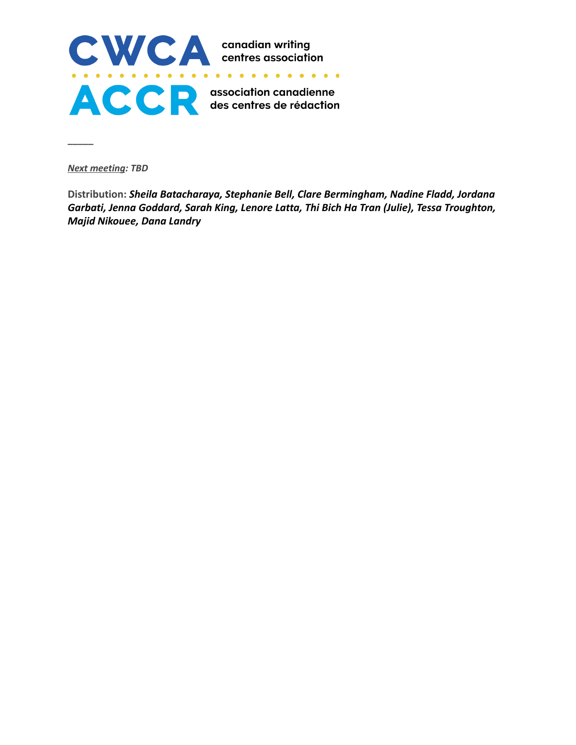canadian writing centres association

association canadienne des centres de rédaction

_____

***Next meeting**: TBD*

**Distribution:** ***Sheila Batacharaya, Stephanie Bell, Clare Bermingham, Nadine Fladd, Jordana Garbati, Jenna Goddard, Sarah King, Lenore Latta, Thi Bich Ha Tran (Julie), Tessa Troughton, Majid Nikouee, Dana Landry***